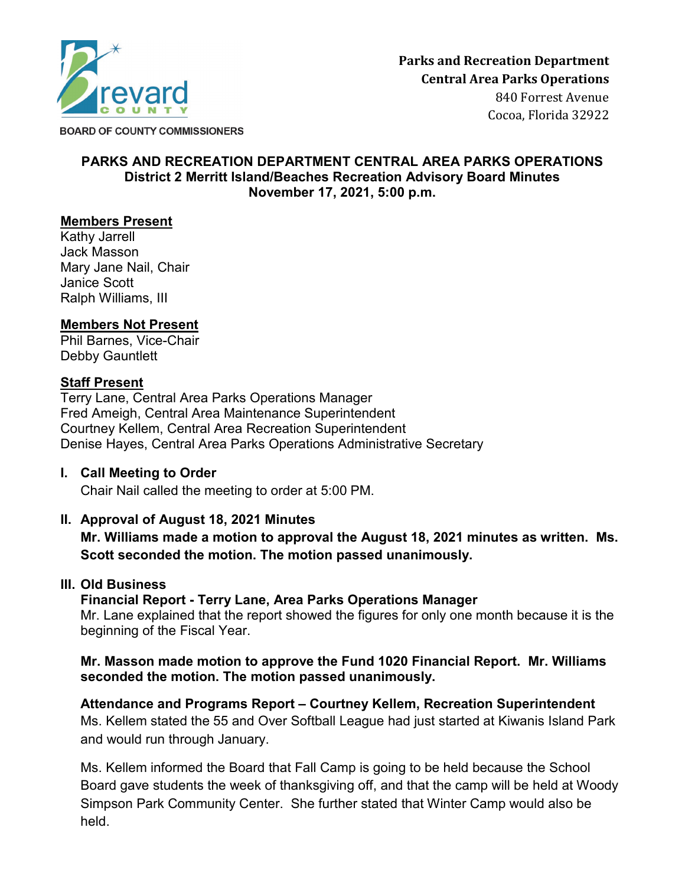Parks and Recreation Department
Central Area Parks Operations
840 Forrest Avenue
Cocoa, Florida 32922

BOARD OF COUNTY COMMISSIONERS

# PARKS AND RECREATION DEPARTMENT CENTRAL AREA PARKS OPERATIONS
## District 2 Merritt Island/Beaches Recreation Advisory Board Minutes
## November 17, 2021, 5:00 p.m.

**Members Present**
Kathy Jarrell
Jack Masson
Mary Jane Nail, Chair
Janice Scott
Ralph Williams, III

**Members Not Present**
Phil Barnes, Vice-Chair
Debby Gauntlett

**Staff Present**
Terry Lane, Central Area Parks Operations Manager
Fred Ameigh, Central Area Maintenance Superintendent
Courtney Kellem, Central Area Recreation Superintendent
Denise Hayes, Central Area Parks Operations Administrative Secretary

### I. Call Meeting to Order

Chair Nail called the meeting to order at 5:00 PM.

### II. Approval of August 18, 2021 Minutes

**Mr. Williams made a motion to approval the August 18, 2021 minutes as written. Ms. Scott seconded the motion. The motion passed unanimously.**

### III. Old Business

**Financial Report - Terry Lane, Area Parks Operations Manager**

Mr. Lane explained that the report showed the figures for only one month because it is the beginning of the Fiscal Year.

**Mr. Masson made motion to approve the Fund 1020 Financial Report. Mr. Williams seconded the motion. The motion passed unanimously.**

**Attendance and Programs Report – Courtney Kellem, Recreation Superintendent**

Ms. Kellem stated the 55 and Over Softball League had just started at Kiwanis Island Park and would run through January.

Ms. Kellem informed the Board that Fall Camp is going to be held because the School Board gave students the week of thanksgiving off, and that the camp will be held at Woody Simpson Park Community Center. She further stated that Winter Camp would also be held.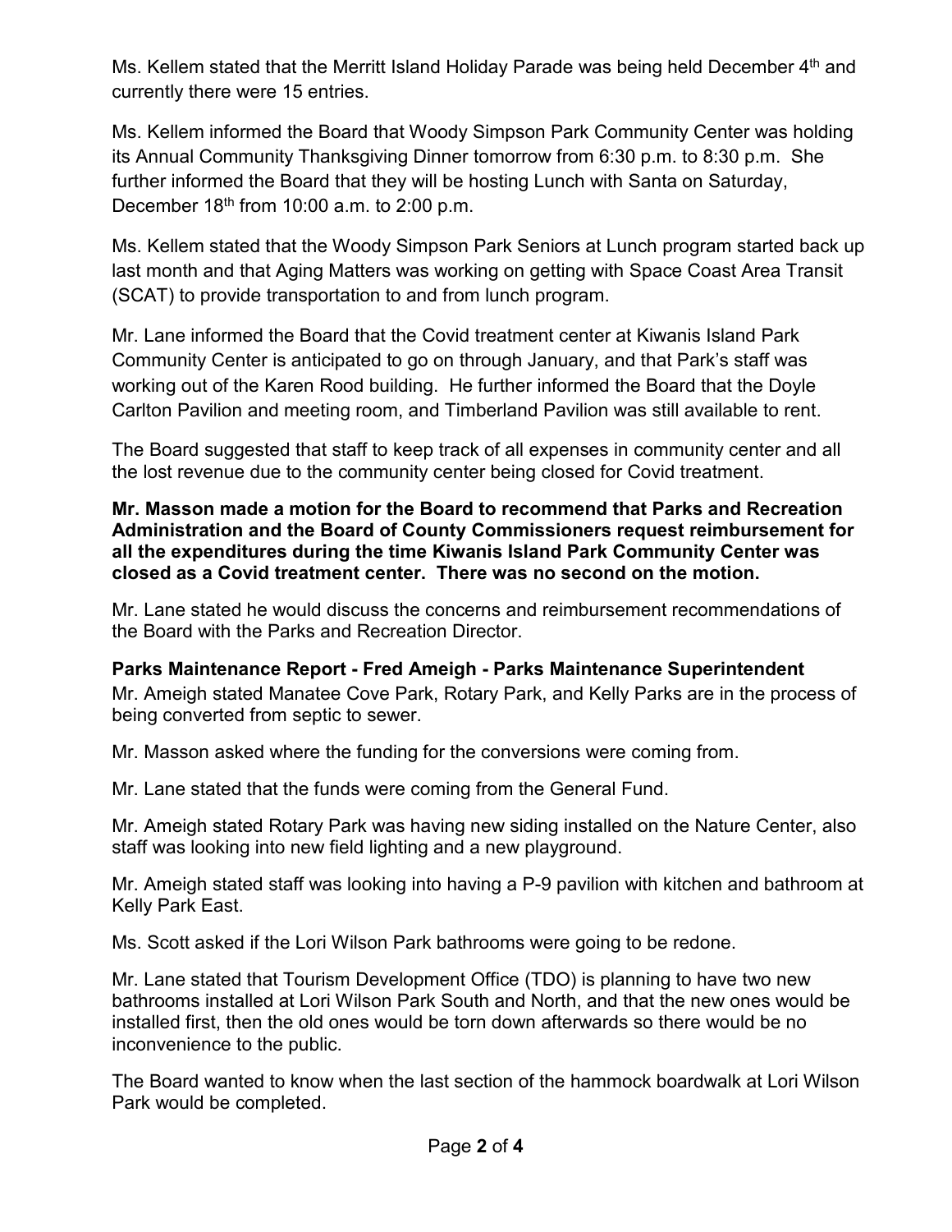Ms. Kellem stated that the Merritt Island Holiday Parade was being held December 4th and currently there were 15 entries.

Ms. Kellem informed the Board that Woody Simpson Park Community Center was holding its Annual Community Thanksgiving Dinner tomorrow from 6:30 p.m. to 8:30 p.m. She further informed the Board that they will be hosting Lunch with Santa on Saturday, December 18th from 10:00 a.m. to 2:00 p.m.

Ms. Kellem stated that the Woody Simpson Park Seniors at Lunch program started back up last month and that Aging Matters was working on getting with Space Coast Area Transit (SCAT) to provide transportation to and from lunch program.

Mr. Lane informed the Board that the Covid treatment center at Kiwanis Island Park Community Center is anticipated to go on through January, and that Park's staff was working out of the Karen Rood building. He further informed the Board that the Doyle Carlton Pavilion and meeting room, and Timberland Pavilion was still available to rent.

The Board suggested that staff to keep track of all expenses in community center and all the lost revenue due to the community center being closed for Covid treatment.

**Mr. Masson made a motion for the Board to recommend that Parks and Recreation Administration and the Board of County Commissioners request reimbursement for all the expenditures during the time Kiwanis Island Park Community Center was closed as a Covid treatment center. There was no second on the motion.**

Mr. Lane stated he would discuss the concerns and reimbursement recommendations of the Board with the Parks and Recreation Director.

**Parks Maintenance Report - Fred Ameigh - Parks Maintenance Superintendent**

Mr. Ameigh stated Manatee Cove Park, Rotary Park, and Kelly Parks are in the process of being converted from septic to sewer.

Mr. Masson asked where the funding for the conversions were coming from.

Mr. Lane stated that the funds were coming from the General Fund.

Mr. Ameigh stated Rotary Park was having new siding installed on the Nature Center, also staff was looking into new field lighting and a new playground.

Mr. Ameigh stated staff was looking into having a P-9 pavilion with kitchen and bathroom at Kelly Park East.

Ms. Scott asked if the Lori Wilson Park bathrooms were going to be redone.

Mr. Lane stated that Tourism Development Office (TDO) is planning to have two new bathrooms installed at Lori Wilson Park South and North, and that the new ones would be installed first, then the old ones would be torn down afterwards so there would be no inconvenience to the public.

The Board wanted to know when the last section of the hammock boardwalk at Lori Wilson Park would be completed.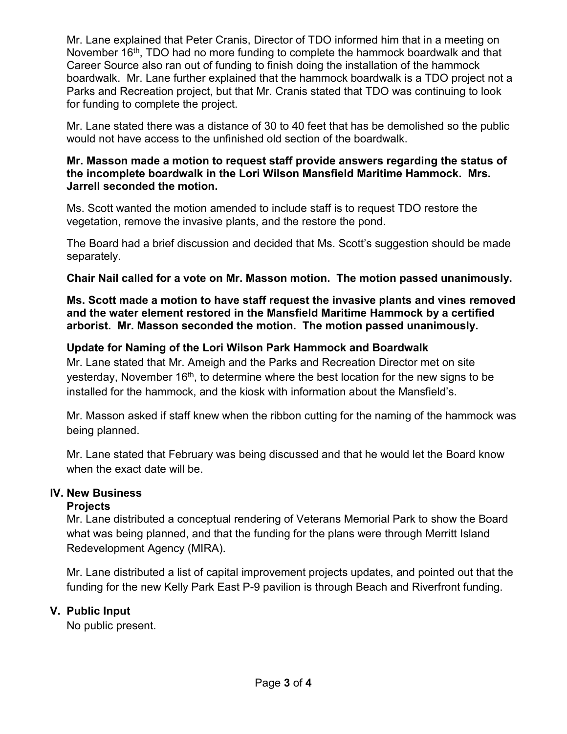Mr. Lane explained that Peter Cranis, Director of TDO informed him that in a meeting on November 16th, TDO had no more funding to complete the hammock boardwalk and that Career Source also ran out of funding to finish doing the installation of the hammock boardwalk. Mr. Lane further explained that the hammock boardwalk is a TDO project not a Parks and Recreation project, but that Mr. Cranis stated that TDO was continuing to look for funding to complete the project.

Mr. Lane stated there was a distance of 30 to 40 feet that has be demolished so the public would not have access to the unfinished old section of the boardwalk.

**Mr. Masson made a motion to request staff provide answers regarding the status of the incomplete boardwalk in the Lori Wilson Mansfield Maritime Hammock. Mrs. Jarrell seconded the motion.**

Ms. Scott wanted the motion amended to include staff is to request TDO restore the vegetation, remove the invasive plants, and the restore the pond.

The Board had a brief discussion and decided that Ms. Scott's suggestion should be made separately.

**Chair Nail called for a vote on Mr. Masson motion. The motion passed unanimously.**

**Ms. Scott made a motion to have staff request the invasive plants and vines removed and the water element restored in the Mansfield Maritime Hammock by a certified arborist. Mr. Masson seconded the motion. The motion passed unanimously.**

**Update for Naming of the Lori Wilson Park Hammock and Boardwalk**

Mr. Lane stated that Mr. Ameigh and the Parks and Recreation Director met on site yesterday, November 16th, to determine where the best location for the new signs to be installed for the hammock, and the kiosk with information about the Mansfield's.

Mr. Masson asked if staff knew when the ribbon cutting for the naming of the hammock was being planned.

Mr. Lane stated that February was being discussed and that he would let the Board know when the exact date will be.

## IV. New Business

**Projects**

Mr. Lane distributed a conceptual rendering of Veterans Memorial Park to show the Board what was being planned, and that the funding for the plans were through Merritt Island Redevelopment Agency (MIRA).

Mr. Lane distributed a list of capital improvement projects updates, and pointed out that the funding for the new Kelly Park East P-9 pavilion is through Beach and Riverfront funding.

## V. Public Input

No public present.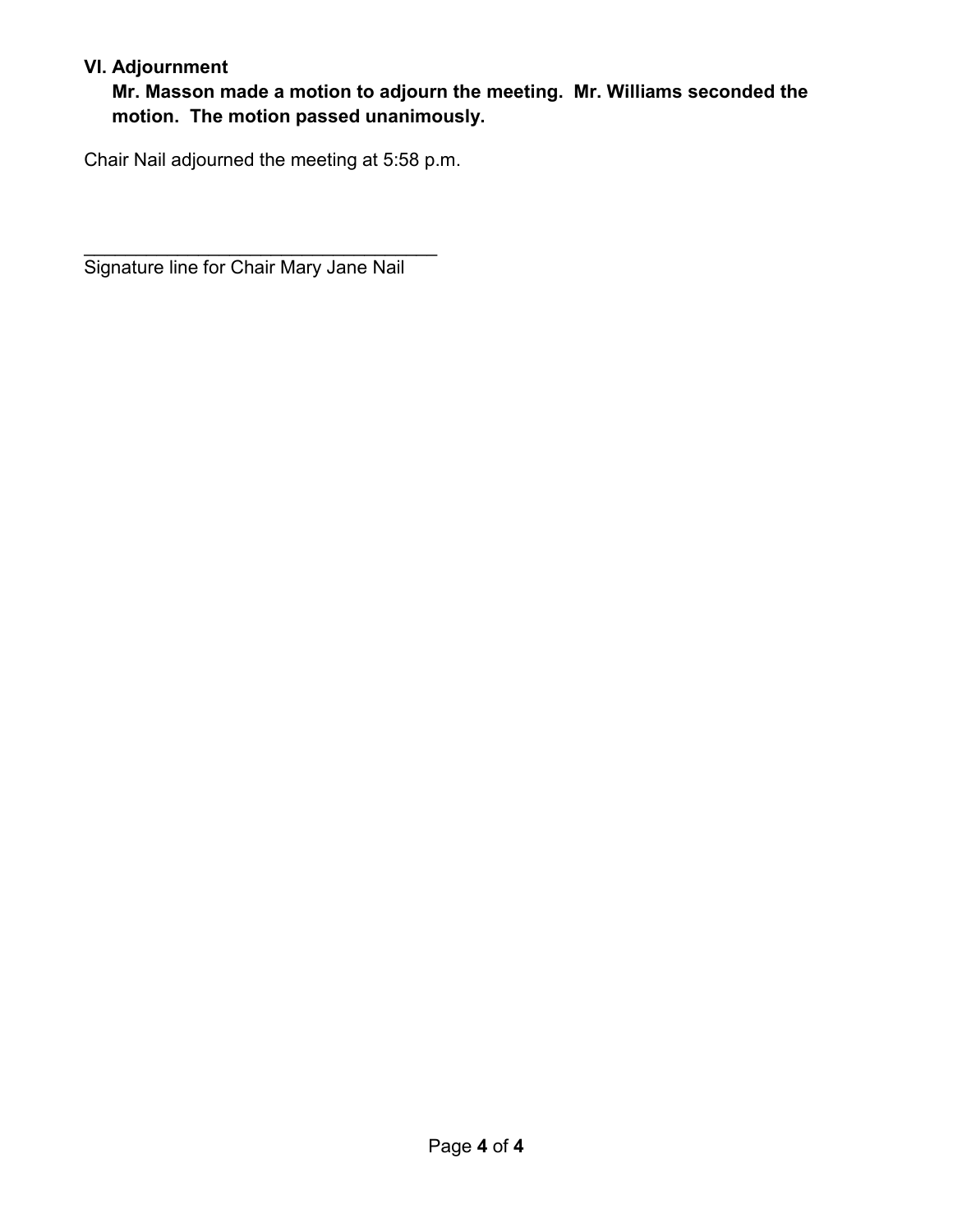### VI. Adjournment

**Mr. Masson made a motion to adjourn the meeting. Mr. Williams seconded the motion. The motion passed unanimously.**

Chair Nail adjourned the meeting at 5:58 p.m.

___________________________________
Signature line for Chair Mary Jane Nail